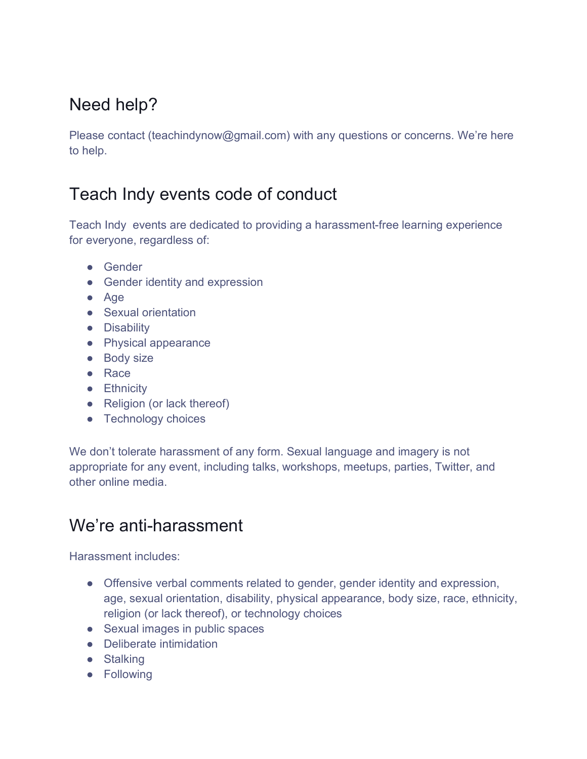## Need help?

Please contact (teachindynow@gmail.com) with any questions or concerns. We're here to help.

## Teach Indy events code of conduct

Teach Indy events are dedicated to providing a harassment-free learning experience for everyone, regardless of:

- Gender
- Gender identity and expression
- Age
- Sexual orientation
- Disability
- Physical appearance
- Body size
- Race
- Ethnicity
- Religion (or lack thereof)
- Technology choices

We don't tolerate harassment of any form. Sexual language and imagery is not appropriate for any event, including talks, workshops, meetups, parties, Twitter, and other online media.

## We're anti-harassment

Harassment includes:

- Offensive verbal comments related to gender, gender identity and expression, age, sexual orientation, disability, physical appearance, body size, race, ethnicity, religion (or lack thereof), or technology choices
- Sexual images in public spaces
- Deliberate intimidation
- Stalking
- Following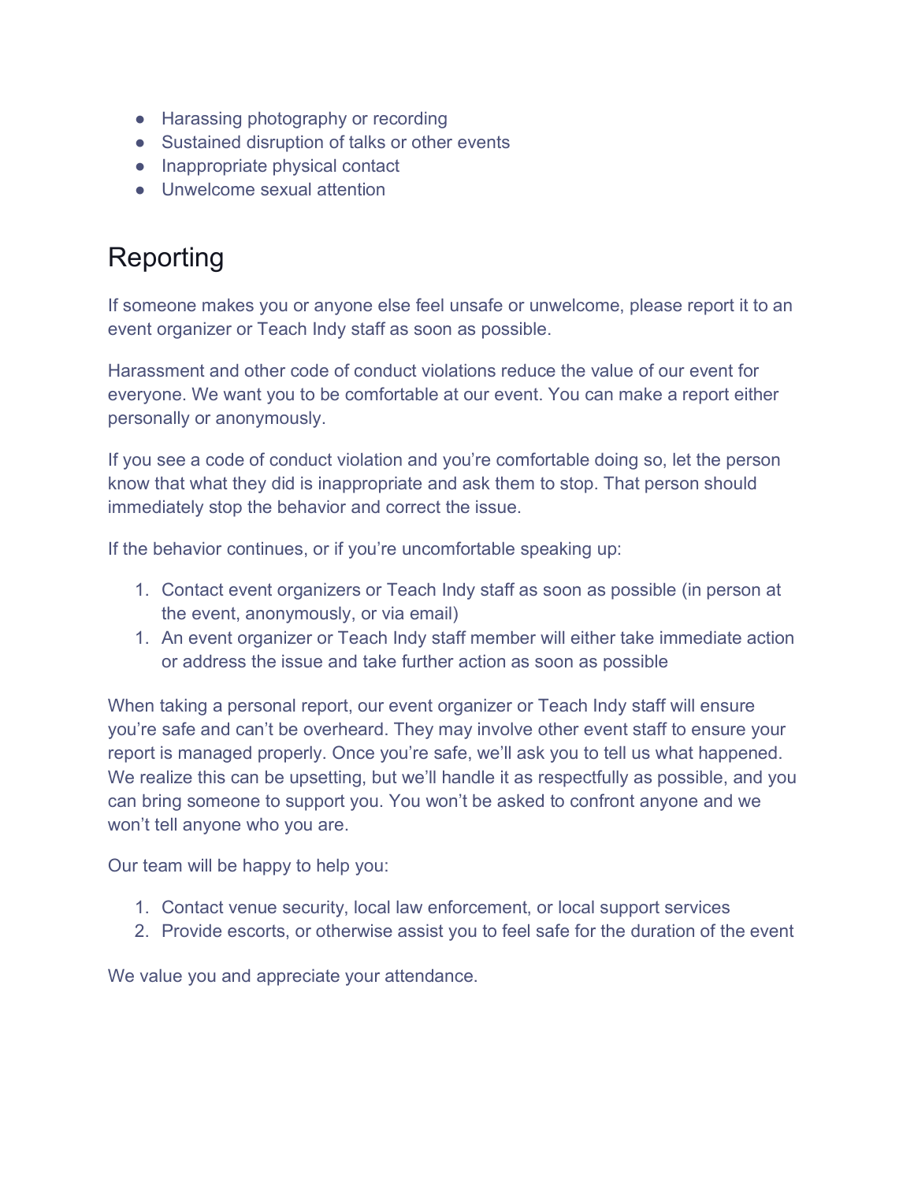- Harassing photography or recording
- Sustained disruption of talks or other events
- Inappropriate physical contact
- Unwelcome sexual attention

## Reporting

If someone makes you or anyone else feel unsafe or unwelcome, please report it to an event organizer or Teach Indy staff as soon as possible.

Harassment and other code of conduct violations reduce the value of our event for everyone. We want you to be comfortable at our event. You can make a report either personally or anonymously.

If you see a code of conduct violation and you're comfortable doing so, let the person know that what they did is inappropriate and ask them to stop. That person should immediately stop the behavior and correct the issue.

If the behavior continues, or if you're uncomfortable speaking up:

1. Contact event organizers or Teach Indy staff as soon as possible (in person at the event, anonymously, or via email)
1. An event organizer or Teach Indy staff member will either take immediate action or address the issue and take further action as soon as possible

When taking a personal report, our event organizer or Teach Indy staff will ensure you're safe and can't be overheard. They may involve other event staff to ensure your report is managed properly. Once you're safe, we'll ask you to tell us what happened. We realize this can be upsetting, but we'll handle it as respectfully as possible, and you can bring someone to support you. You won't be asked to confront anyone and we won't tell anyone who you are.

Our team will be happy to help you:

1. Contact venue security, local law enforcement, or local support services
2. Provide escorts, or otherwise assist you to feel safe for the duration of the event

We value you and appreciate your attendance.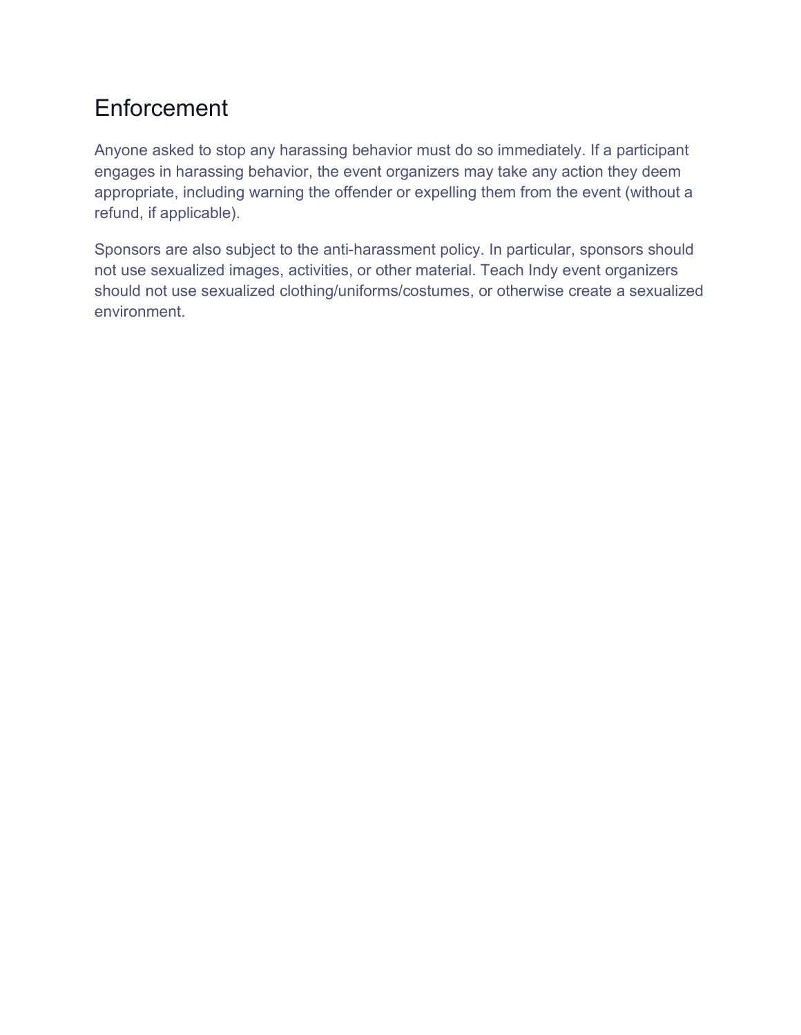## Enforcement

Anyone asked to stop any harassing behavior must do so immediately. If a participant engages in harassing behavior, the event organizers may take any action they deem appropriate, including warning the offender or expelling them from the event (without a refund, if applicable).

Sponsors are also subject to the anti-harassment policy. In particular, sponsors should not use sexualized images, activities, or other material. Teach Indy event organizers should not use sexualized clothing/uniforms/costumes, or otherwise create a sexualized environment.